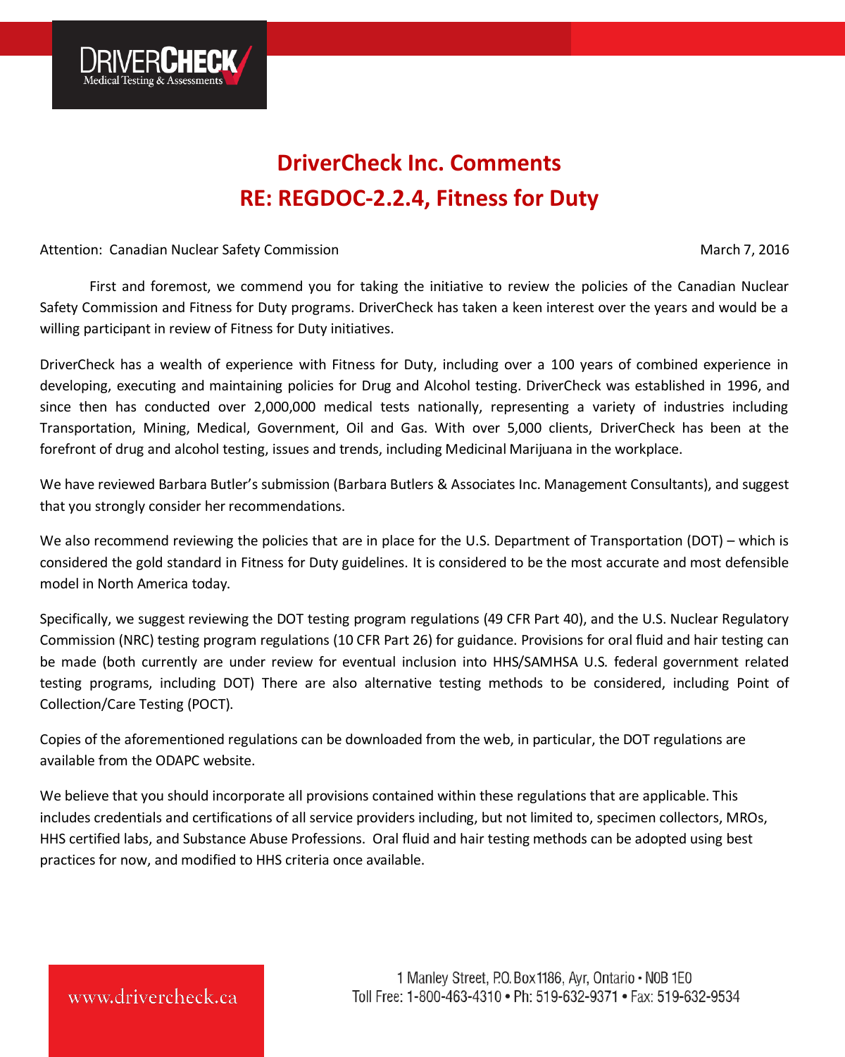# DriverCheck Inc. Comments
# RE: REGDOC-2.2.4, Fitness for Duty

Attention: Canadian Nuclear Safety Commission

March 7, 2016

First and foremost, we commend you for taking the initiative to review the policies of the Canadian Nuclear Safety Commission and Fitness for Duty programs. DriverCheck has taken a keen interest over the years and would be a willing participant in review of Fitness for Duty initiatives.

DriverCheck has a wealth of experience with Fitness for Duty, including over a 100 years of combined experience in developing, executing and maintaining policies for Drug and Alcohol testing. DriverCheck was established in 1996, and since then has conducted over 2,000,000 medical tests nationally, representing a variety of industries including Transportation, Mining, Medical, Government, Oil and Gas. With over 5,000 clients, DriverCheck has been at the forefront of drug and alcohol testing, issues and trends, including Medicinal Marijuana in the workplace.

We have reviewed Barbara Butler's submission (Barbara Butlers & Associates Inc. Management Consultants), and suggest that you strongly consider her recommendations.

We also recommend reviewing the policies that are in place for the U.S. Department of Transportation (DOT) – which is considered the gold standard in Fitness for Duty guidelines. It is considered to be the most accurate and most defensible model in North America today.

Specifically, we suggest reviewing the DOT testing program regulations (49 CFR Part 40), and the U.S. Nuclear Regulatory Commission (NRC) testing program regulations (10 CFR Part 26) for guidance. Provisions for oral fluid and hair testing can be made (both currently are under review for eventual inclusion into HHS/SAMHSA U.S. federal government related testing programs, including DOT) There are also alternative testing methods to be considered, including Point of Collection/Care Testing (POCT).

Copies of the aforementioned regulations can be downloaded from the web, in particular, the DOT regulations are available from the ODAPC website.

We believe that you should incorporate all provisions contained within these regulations that are applicable. This includes credentials and certifications of all service providers including, but not limited to, specimen collectors, MROs, HHS certified labs, and Substance Abuse Professions. Oral fluid and hair testing methods can be adopted using best practices for now, and modified to HHS criteria once available.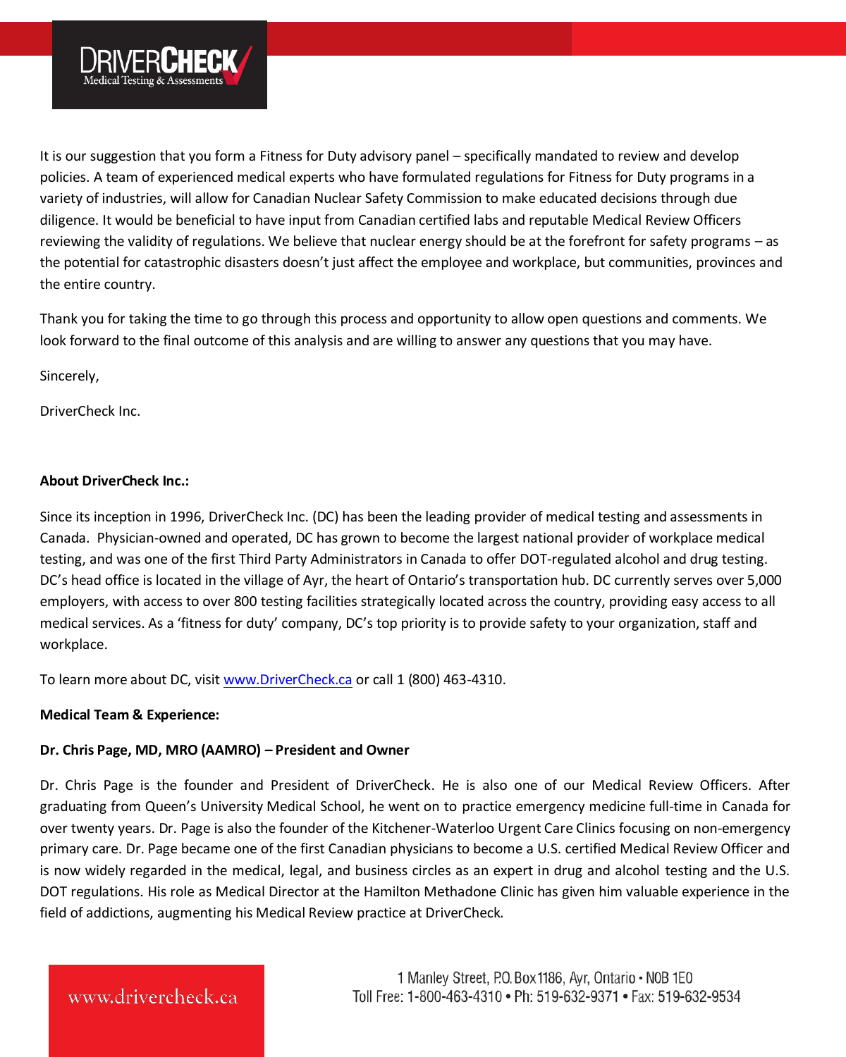It is our suggestion that you form a Fitness for Duty advisory panel – specifically mandated to review and develop policies. A team of experienced medical experts who have formulated regulations for Fitness for Duty programs in a variety of industries, will allow for Canadian Nuclear Safety Commission to make educated decisions through due diligence. It would be beneficial to have input from Canadian certified labs and reputable Medical Review Officers reviewing the validity of regulations. We believe that nuclear energy should be at the forefront for safety programs – as the potential for catastrophic disasters doesn't just affect the employee and workplace, but communities, provinces and the entire country.

Thank you for taking the time to go through this process and opportunity to allow open questions and comments. We look forward to the final outcome of this analysis and are willing to answer any questions that you may have.

Sincerely,

DriverCheck Inc.

**About DriverCheck Inc.:**

Since its inception in 1996, DriverCheck Inc. (DC) has been the leading provider of medical testing and assessments in Canada. Physician-owned and operated, DC has grown to become the largest national provider of workplace medical testing, and was one of the first Third Party Administrators in Canada to offer DOT-regulated alcohol and drug testing. DC's head office is located in the village of Ayr, the heart of Ontario's transportation hub. DC currently serves over 5,000 employers, with access to over 800 testing facilities strategically located across the country, providing easy access to all medical services. As a 'fitness for duty' company, DC's top priority is to provide safety to your organization, staff and workplace.

To learn more about DC, visit [www.DriverCheck.ca](http://www.DriverCheck.ca) or call 1 (800) 463-4310.

**Medical Team & Experience:**

**Dr. Chris Page, MD, MRO (AAMRO) – President and Owner**

Dr. Chris Page is the founder and President of DriverCheck. He is also one of our Medical Review Officers. After graduating from Queen's University Medical School, he went on to practice emergency medicine full-time in Canada for over twenty years. Dr. Page is also the founder of the Kitchener-Waterloo Urgent Care Clinics focusing on non-emergency primary care. Dr. Page became one of the first Canadian physicians to become a U.S. certified Medical Review Officer and is now widely regarded in the medical, legal, and business circles as an expert in drug and alcohol testing and the U.S. DOT regulations. His role as Medical Director at the Hamilton Methadone Clinic has given him valuable experience in the field of addictions, augmenting his Medical Review practice at DriverCheck.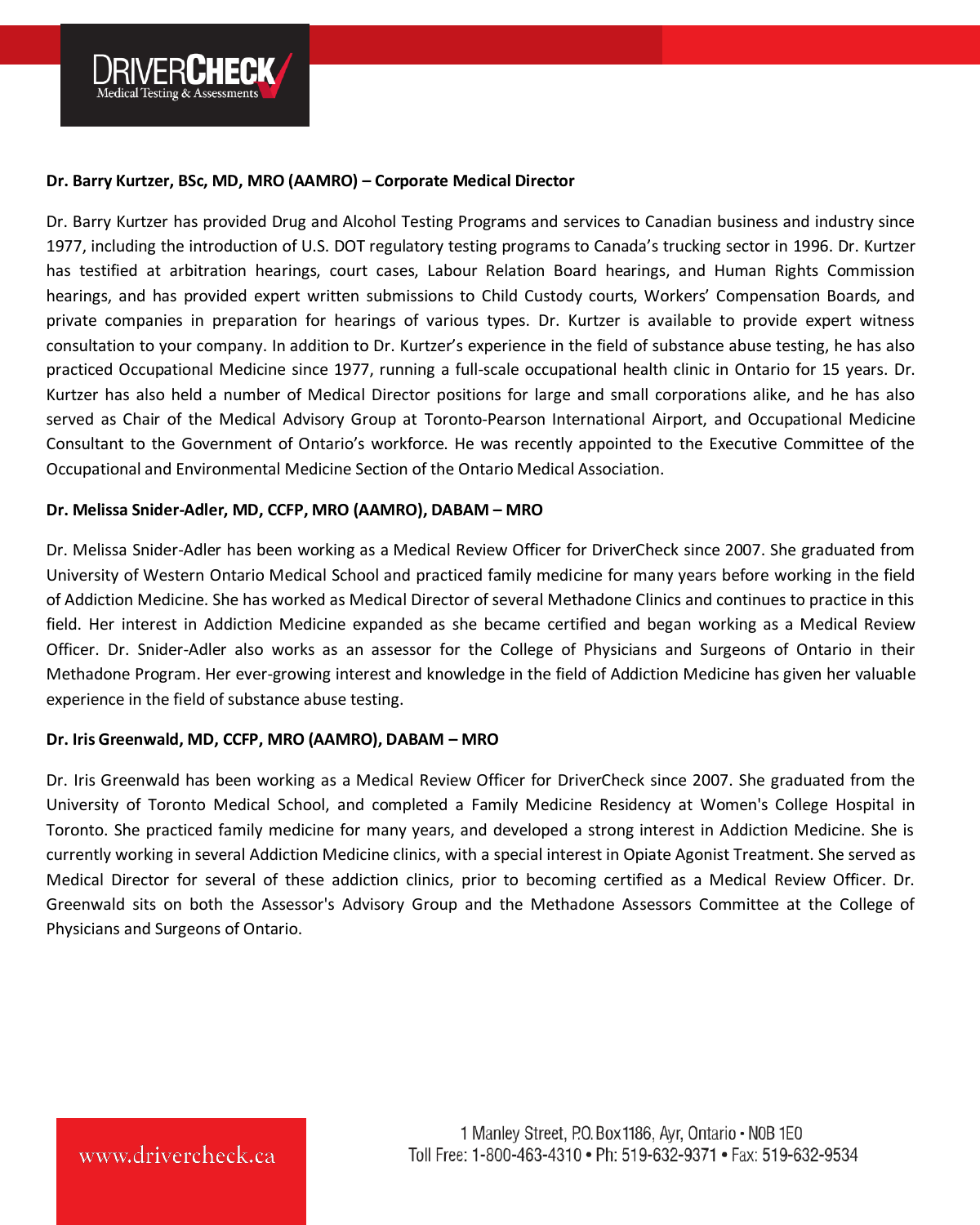**Dr. Barry Kurtzer, BSc, MD, MRO (AAMRO) – Corporate Medical Director**

Dr. Barry Kurtzer has provided Drug and Alcohol Testing Programs and services to Canadian business and industry since 1977, including the introduction of U.S. DOT regulatory testing programs to Canada's trucking sector in 1996. Dr. Kurtzer has testified at arbitration hearings, court cases, Labour Relation Board hearings, and Human Rights Commission hearings, and has provided expert written submissions to Child Custody courts, Workers' Compensation Boards, and private companies in preparation for hearings of various types. Dr. Kurtzer is available to provide expert witness consultation to your company. In addition to Dr. Kurtzer's experience in the field of substance abuse testing, he has also practiced Occupational Medicine since 1977, running a full-scale occupational health clinic in Ontario for 15 years. Dr. Kurtzer has also held a number of Medical Director positions for large and small corporations alike, and he has also served as Chair of the Medical Advisory Group at Toronto-Pearson International Airport, and Occupational Medicine Consultant to the Government of Ontario's workforce. He was recently appointed to the Executive Committee of the Occupational and Environmental Medicine Section of the Ontario Medical Association.

**Dr. Melissa Snider-Adler, MD, CCFP, MRO (AAMRO), DABAM – MRO**

Dr. Melissa Snider-Adler has been working as a Medical Review Officer for DriverCheck since 2007. She graduated from University of Western Ontario Medical School and practiced family medicine for many years before working in the field of Addiction Medicine. She has worked as Medical Director of several Methadone Clinics and continues to practice in this field. Her interest in Addiction Medicine expanded as she became certified and began working as a Medical Review Officer. Dr. Snider-Adler also works as an assessor for the College of Physicians and Surgeons of Ontario in their Methadone Program. Her ever-growing interest and knowledge in the field of Addiction Medicine has given her valuable experience in the field of substance abuse testing.

**Dr. Iris Greenwald, MD, CCFP, MRO (AAMRO), DABAM – MRO**

Dr. Iris Greenwald has been working as a Medical Review Officer for DriverCheck since 2007. She graduated from the University of Toronto Medical School, and completed a Family Medicine Residency at Women's College Hospital in Toronto. She practiced family medicine for many years, and developed a strong interest in Addiction Medicine. She is currently working in several Addiction Medicine clinics, with a special interest in Opiate Agonist Treatment. She served as Medical Director for several of these addiction clinics, prior to becoming certified as a Medical Review Officer. Dr. Greenwald sits on both the Assessor's Advisory Group and the Methadone Assessors Committee at the College of Physicians and Surgeons of Ontario.